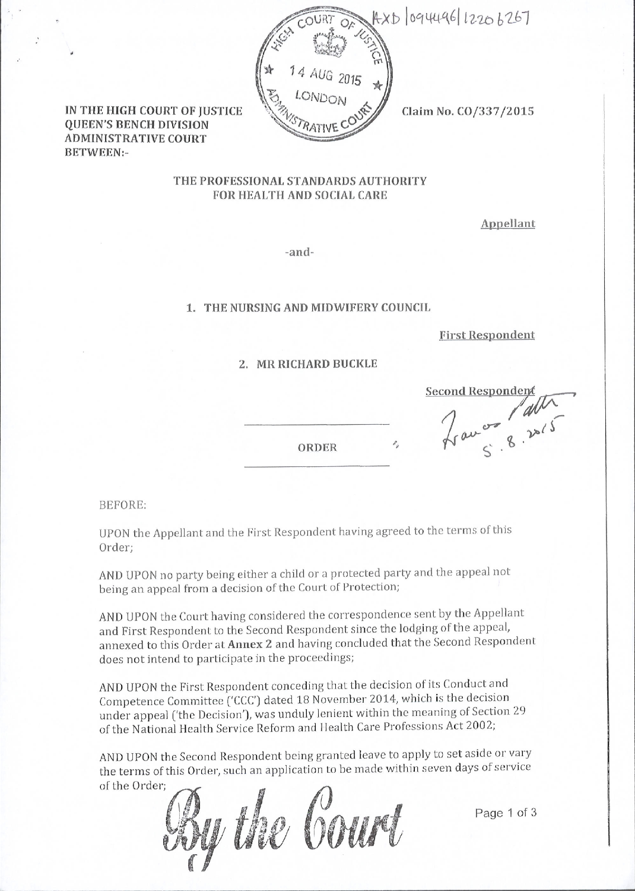AXD|0944496|12206267

HIGH COURT OF JUSTICE
14 AUG 2015
LONDON
ADMINISTRATIVE COURT

**IN THE HIGH COURT OF JUSTICE**
**QUEEN'S BENCH DIVISION**
**ADMINISTRATIVE COURT**
**BETWEEN:-**

**Claim No. CO/337/2015**

**THE PROFESSIONAL STANDARDS AUTHORITY FOR HEALTH AND SOCIAL CARE**

Appellant

-and-

**1. THE NURSING AND MIDWIFERY COUNCIL**

First Respondent

**2. MR RICHARD BUCKLE**

Second Respondent

Francis Patter
5.8.2015

**ORDER**

BEFORE:

UPON the Appellant and the First Respondent having agreed to the terms of this Order;

AND UPON no party being either a child or a protected party and the appeal not being an appeal from a decision of the Court of Protection;

AND UPON the Court having considered the correspondence sent by the Appellant and First Respondent to the Second Respondent since the lodging of the appeal, annexed to this Order at **Annex 2** and having concluded that the Second Respondent does not intend to participate in the proceedings;

AND UPON the First Respondent conceding that the decision of its Conduct and Competence Committee ('CCC') dated 18 November 2014, which is the decision under appeal ('the Decision'), was unduly lenient within the meaning of Section 29 of the National Health Service Reform and Health Care Professions Act 2002;

AND UPON the Second Respondent being granted leave to apply to set aside or vary the terms of this Order, such an application to be made within seven days of service of the Order;

By the Court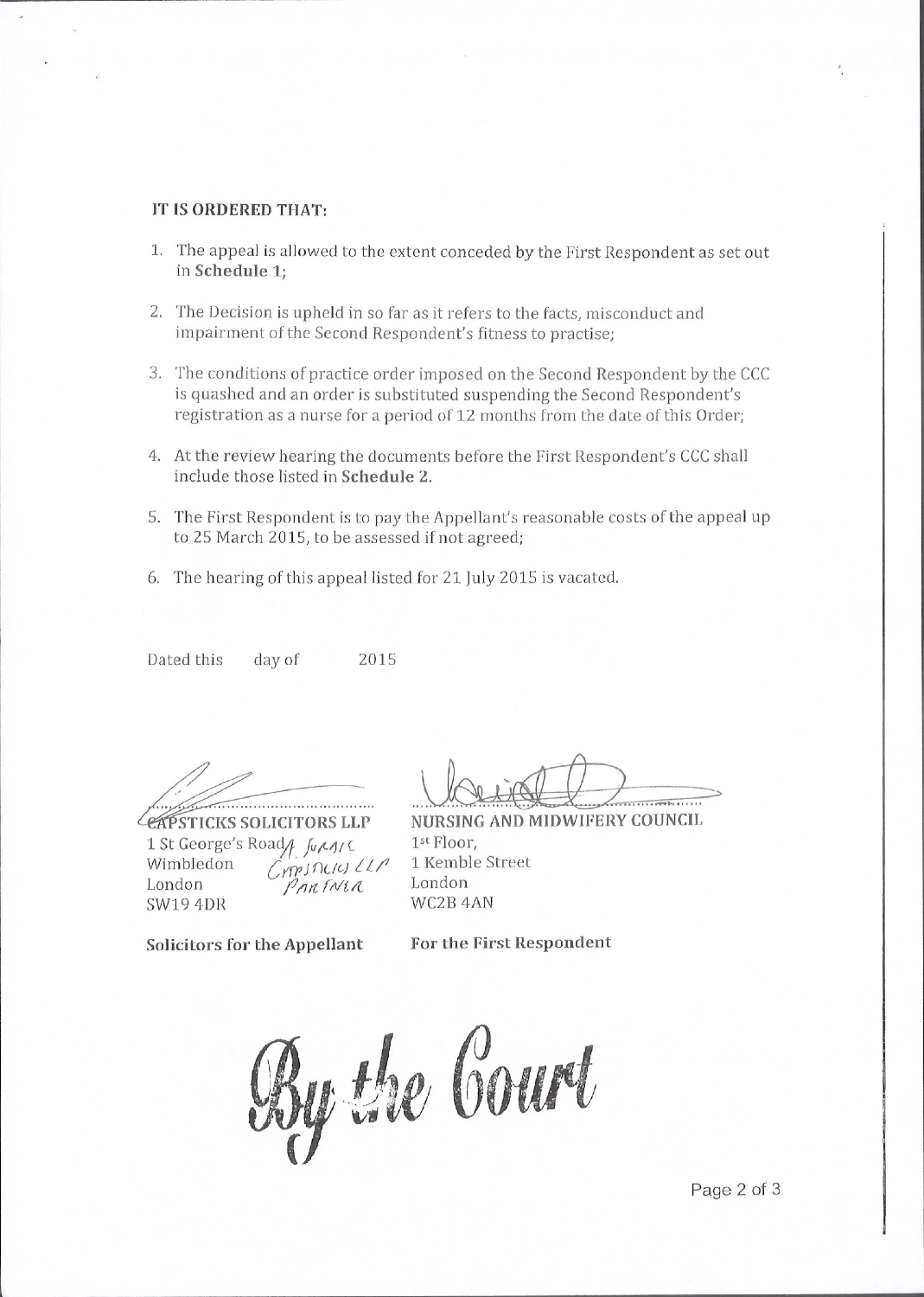**IT IS ORDERED THAT:**

1. The appeal is allowed to the extent conceded by the First Respondent as set out in **Schedule 1**;

2. The Decision is upheld in so far as it refers to the facts, misconduct and impairment of the Second Respondent's fitness to practise;

3. The conditions of practice order imposed on the Second Respondent by the CCC is quashed and an order is substituted suspending the Second Respondent's registration as a nurse for a period of 12 months from the date of this Order;

4. At the review hearing the documents before the First Respondent's CCC shall include those listed in **Schedule 2**.

5. The First Respondent is to pay the Appellant's reasonable costs of the appeal up to 25 March 2015, to be assessed if not agreed;

6. The hearing of this appeal listed for 21 July 2015 is vacated.

Dated this day of 2015

| | |
|---|---|
| **CAPSTICKS SOLICITORS LLP** | **NURSING AND MIDWIFERY COUNCIL** |
| 1 St George's Road | 1st Floor, |
| Wimbledon | 1 Kemble Street |
| London | London |
| SW19 4DR | WC2B 4AN |
| **Solicitors for the Appellant** | **For the First Respondent** |

*By the Court*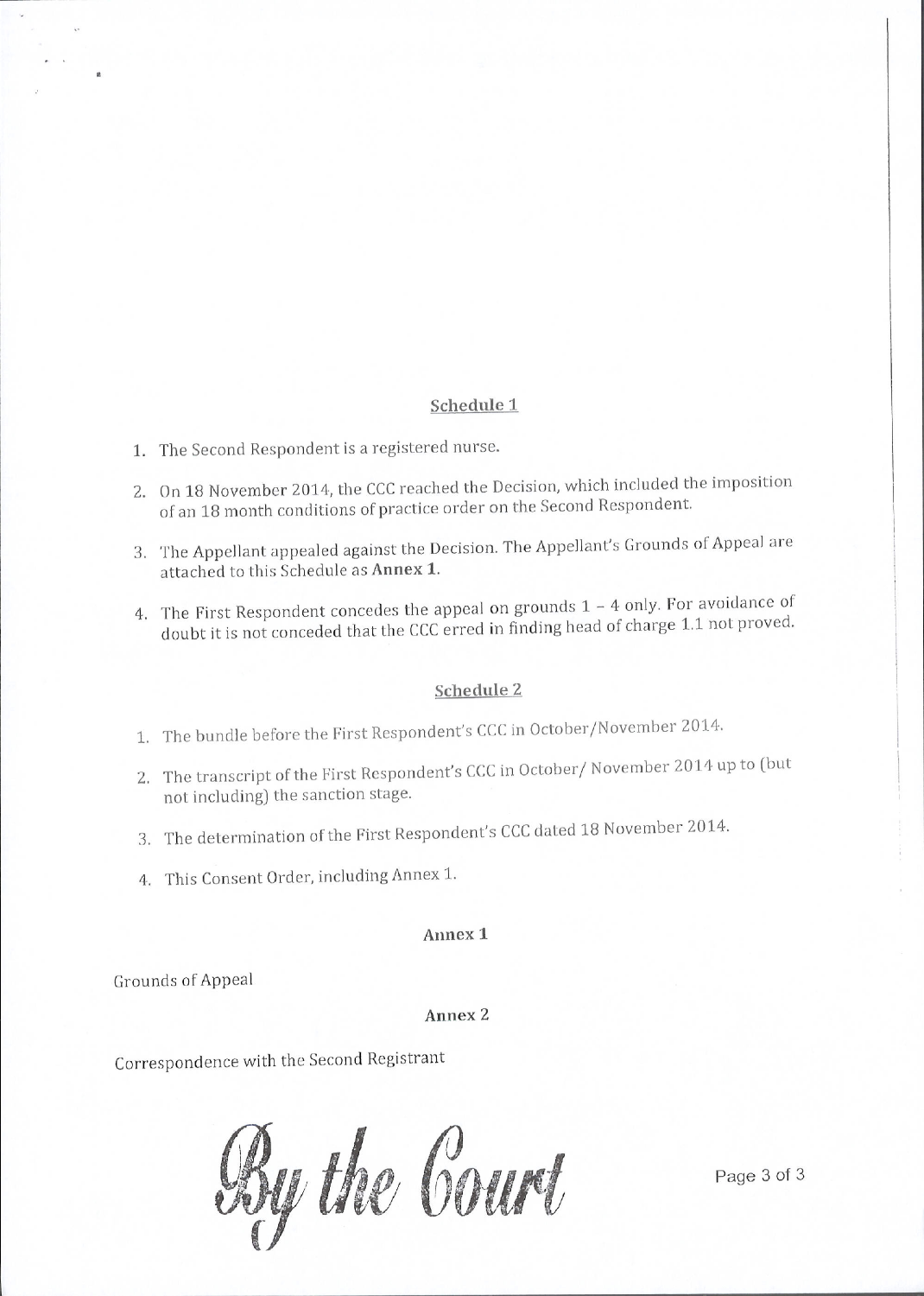## Schedule 1

1. The Second Respondent is a registered nurse.
2. On 18 November 2014, the CCC reached the Decision, which included the imposition of an 18 month conditions of practice order on the Second Respondent.
3. The Appellant appealed against the Decision. The Appellant's Grounds of Appeal are attached to this Schedule as **Annex 1**.
4. The First Respondent concedes the appeal on grounds 1 – 4 only. For avoidance of doubt it is not conceded that the CCC erred in finding head of charge 1.1 not proved.

## Schedule 2

1. The bundle before the First Respondent's CCC in October/November 2014.
2. The transcript of the First Respondent's CCC in October/ November 2014 up to (but not including) the sanction stage.
3. The determination of the First Respondent's CCC dated 18 November 2014.
4. This Consent Order, including Annex 1.

**Annex 1**

Grounds of Appeal

**Annex 2**

Correspondence with the Second Registrant

*By the Court*